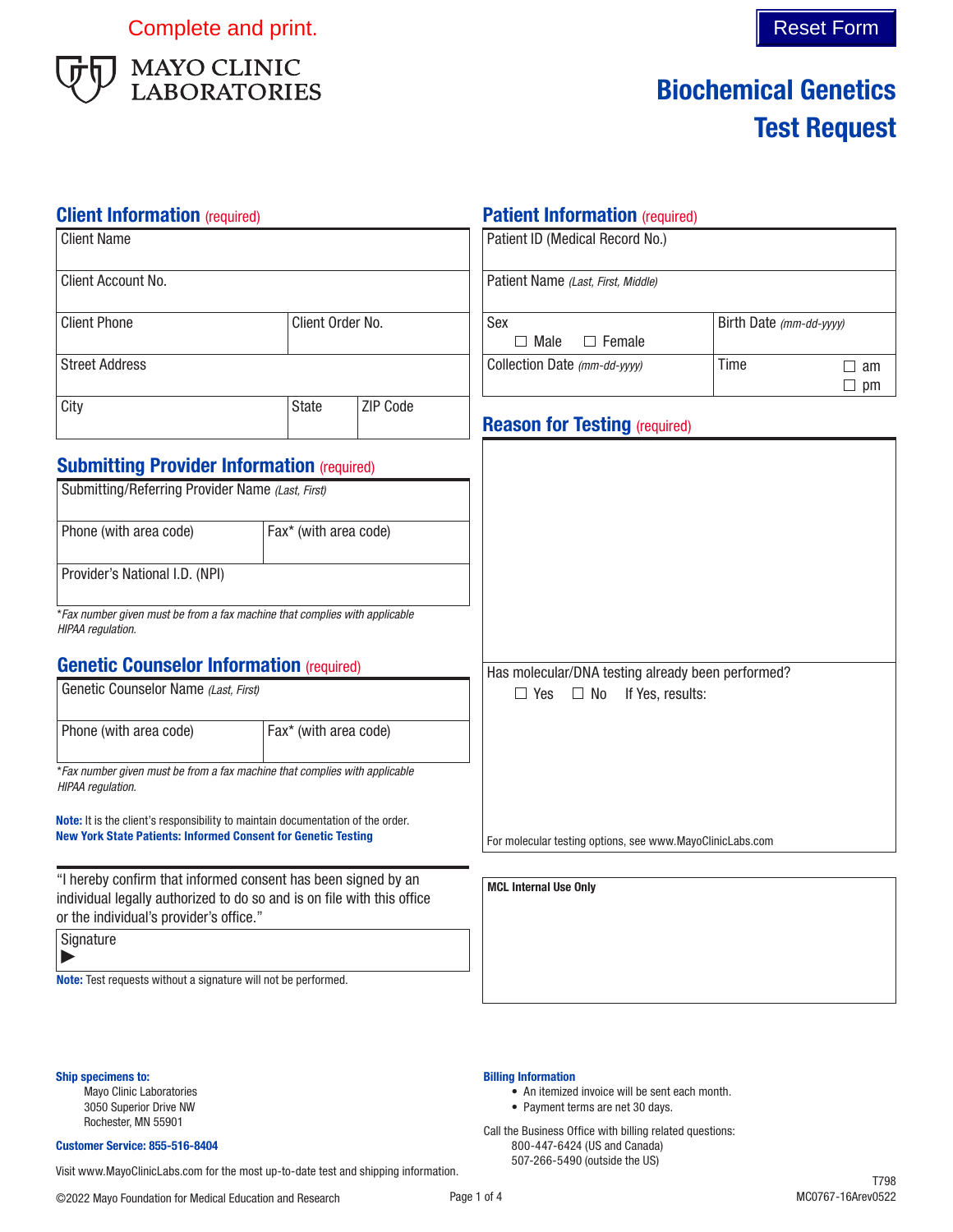Complete and print.

Reset Form

MAYO CLINIC LABORATORIES

# Biochemical Genetics Test Request

## Client Information (required)

| Client Name | | |
|---|---|---|
| Client Account No. | | |
| Client Phone | Client Order No. | |
| Street Address | | |
| City | State | ZIP Code |

## Patient Information (required)

| Patient ID (Medical Record No.) | |
|---|---|
| Patient Name *(Last, First, Middle)* | |
| Sex ☐ Male ☐ Female | Birth Date *(mm-dd-yyyy)* |
| Collection Date *(mm-dd-yyyy)* | Time ☐ am ☐ pm |

## Submitting Provider Information (required)

| Submitting/Referring Provider Name *(Last, First)* | |
|---|---|
| Phone (with area code) | Fax* (with area code) |
| Provider's National I.D. (NPI) | |

**Fax number given must be from a fax machine that complies with applicable HIPAA regulation.*

## Reason for Testing (required)

Has molecular/DNA testing already been performed?
☐ Yes ☐ No If Yes, results:

For molecular testing options, see www.MayoClinicLabs.com

## Genetic Counselor Information (required)

| Genetic Counselor Name *(Last, First)* | |
|---|---|
| Phone (with area code) | Fax* (with area code) |

**Fax number given must be from a fax machine that complies with applicable HIPAA regulation.*

**Note:** It is the client's responsibility to maintain documentation of the order.

**New York State Patients: Informed Consent for Genetic Testing**

"I hereby confirm that informed consent has been signed by an individual legally authorized to do so and is on file with this office or the individual's provider's office."

Signature
▶

**Note:** Test requests without a signature will not be performed.

**MCL Internal Use Only**

**Ship specimens to:**
Mayo Clinic Laboratories
3050 Superior Drive NW
Rochester, MN 55901

**Customer Service: 855-516-8404**

Visit www.MayoClinicLabs.com for the most up-to-date test and shipping information.

**Billing Information**
- An itemized invoice will be sent each month.
- Payment terms are net 30 days.

Call the Business Office with billing related questions:
800-447-6424 (US and Canada)
507-266-5490 (outside the US)

©2022 Mayo Foundation for Medical Education and Research

T798
MC0767-16Arev0522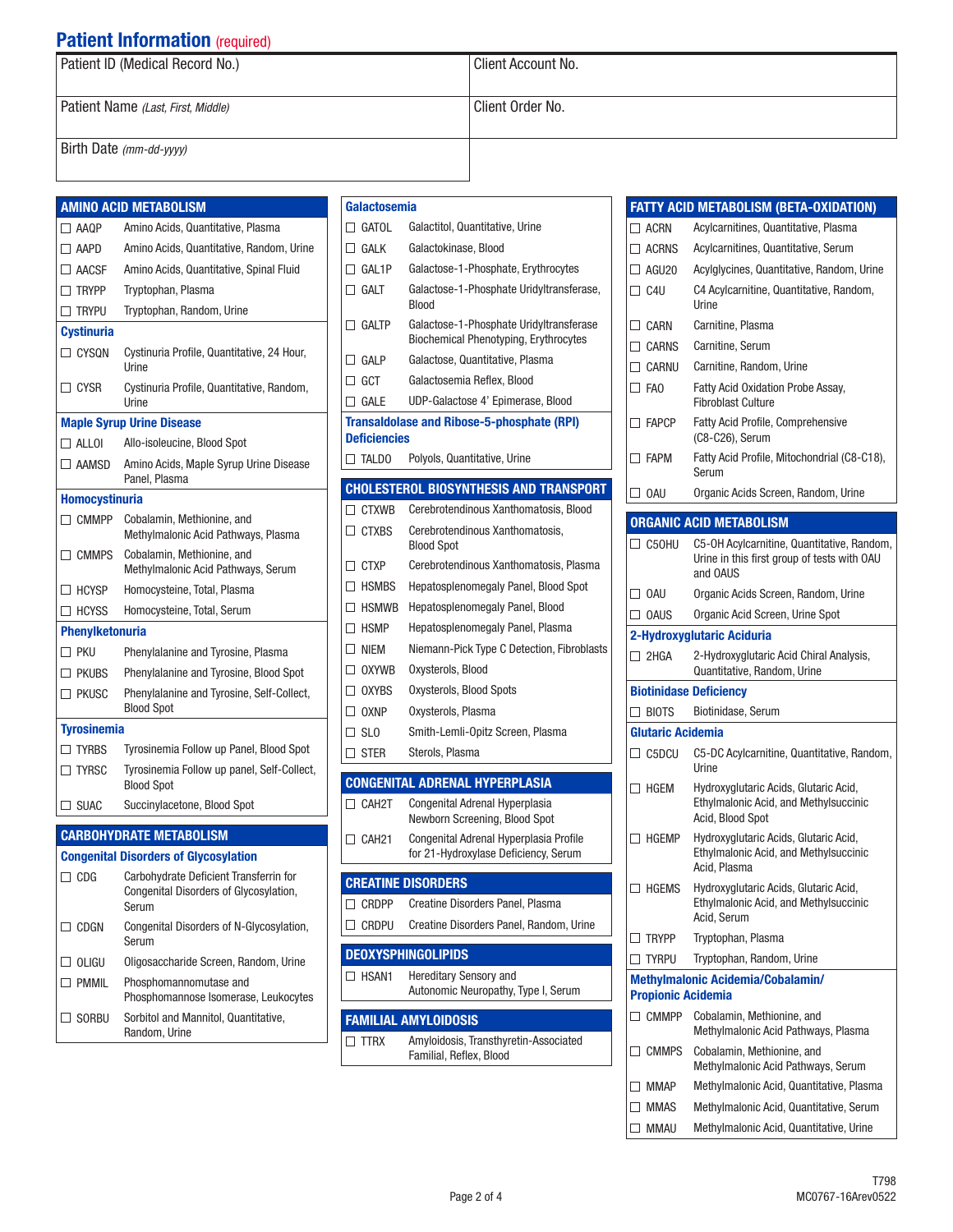## Patient Information (required)

| Patient ID (Medical Record No.) | Client Account No. |
|---|---|
| Patient Name *(Last, First, Middle)* | Client Order No. |
| Birth Date *(mm-dd-yyyy)* | |

## AMINO ACID METABOLISM

- ☐ AAQP — Amino Acids, Quantitative, Plasma
- ☐ AAPD — Amino Acids, Quantitative, Random, Urine
- ☐ AACSF — Amino Acids, Quantitative, Spinal Fluid
- ☐ TRYPP — Tryptophan, Plasma
- ☐ TRYPU — Tryptophan, Random, Urine

### Cystinuria

- ☐ CYSQN — Cystinuria Profile, Quantitative, 24 Hour, Urine
- ☐ CYSR — Cystinuria Profile, Quantitative, Random, Urine

### Maple Syrup Urine Disease

- ☐ ALLOI — Allo-isoleucine, Blood Spot
- ☐ AAMSD — Amino Acids, Maple Syrup Urine Disease Panel, Plasma

### Homocystinuria

- ☐ CMMPP — Cobalamin, Methionine, and Methylmalonic Acid Pathways, Plasma
- ☐ CMMPS — Cobalamin, Methionine, and Methylmalonic Acid Pathways, Serum
- ☐ HCYSP — Homocysteine, Total, Plasma
- ☐ HCYSS — Homocysteine, Total, Serum

### Phenylketonuria

- ☐ PKU — Phenylalanine and Tyrosine, Plasma
- ☐ PKUBS — Phenylalanine and Tyrosine, Blood Spot
- ☐ PKUSC — Phenylalanine and Tyrosine, Self-Collect, Blood Spot

### Tyrosinemia

- ☐ TYRBS — Tyrosinemia Follow up Panel, Blood Spot
- ☐ TYRSC — Tyrosinemia Follow up panel, Self-Collect, Blood Spot
- ☐ SUAC — Succinylacetone, Blood Spot

## CARBOHYDRATE METABOLISM

### Congenital Disorders of Glycosylation

- ☐ CDG — Carbohydrate Deficient Transferrin for Congenital Disorders of Glycosylation, Serum
- ☐ CDGN — Congenital Disorders of N-Glycosylation, Serum
- ☐ OLIGU — Oligosaccharide Screen, Random, Urine
- ☐ PMMIL — Phosphomannomutase and Phosphomannose Isomerase, Leukocytes
- ☐ SORBU — Sorbitol and Mannitol, Quantitative, Random, Urine

### Galactosemia

- ☐ GATOL — Galactitol, Quantitative, Urine
- ☐ GALK — Galactokinase, Blood
- ☐ GAL1P — Galactose-1-Phosphate, Erythrocytes
- ☐ GALT — Galactose-1-Phosphate Uridyltransferase, Blood
- ☐ GALTP — Galactose-1-Phosphate Uridyltransferase Biochemical Phenotyping, Erythrocytes
- ☐ GALP — Galactose, Quantitative, Plasma
- ☐ GCT — Galactosemia Reflex, Blood
- ☐ GALE — UDP-Galactose 4' Epimerase, Blood

### Transaldolase and Ribose-5-phosphate (RPI) Deficiencies

- ☐ TALDO — Polyols, Quantitative, Urine

## CHOLESTEROL BIOSYNTHESIS AND TRANSPORT

- ☐ CTXWB — Cerebrotendinous Xanthomatosis, Blood
- ☐ CTXBS — Cerebrotendinous Xanthomatosis, Blood Spot
- ☐ CTXP — Cerebrotendinous Xanthomatosis, Plasma
- ☐ HSMBS — Hepatosplenomegaly Panel, Blood Spot
- ☐ HSMWB — Hepatosplenomegaly Panel, Blood
- ☐ HSMP — Hepatosplenomegaly Panel, Plasma
- ☐ NIEM — Niemann-Pick Type C Detection, Fibroblasts
- ☐ OXYWB — Oxysterols, Blood
- ☐ OXYBS — Oxysterols, Blood Spots
- ☐ OXNP — Oxysterols, Plasma
- ☐ SLO — Smith-Lemli-Opitz Screen, Plasma
- ☐ STER — Sterols, Plasma

## CONGENITAL ADRENAL HYPERPLASIA

- ☐ CAH2T — Congenital Adrenal Hyperplasia Newborn Screening, Blood Spot
- ☐ CAH21 — Congenital Adrenal Hyperplasia Profile for 21-Hydroxylase Deficiency, Serum

## CREATINE DISORDERS

- ☐ CRDPP — Creatine Disorders Panel, Plasma
- ☐ CRDPU — Creatine Disorders Panel, Random, Urine

## DEOXYSPHINGOLIPIDS

- ☐ HSAN1 — Hereditary Sensory and Autonomic Neuropathy, Type I, Serum

## FAMILIAL AMYLOIDOSIS

- ☐ TTRX — Amyloidosis, Transthyretin-Associated Familial, Reflex, Blood

## FATTY ACID METABOLISM (BETA-OXIDATION)

- ☐ ACRN — Acylcarnitines, Quantitative, Plasma
- ☐ ACRNS — Acylcarnitines, Quantitative, Serum
- ☐ AGU20 — Acylglycines, Quantitative, Random, Urine
- ☐ C4U — C4 Acylcarnitine, Quantitative, Random, Urine
- ☐ CARN — Carnitine, Plasma
- ☐ CARNS — Carnitine, Serum
- ☐ CARNU — Carnitine, Random, Urine
- ☐ FAO — Fatty Acid Oxidation Probe Assay, Fibroblast Culture
- ☐ FAPCP — Fatty Acid Profile, Comprehensive (C8-C26), Serum
- ☐ FAPM — Fatty Acid Profile, Mitochondrial (C8-C18), Serum
- ☐ OAU — Organic Acids Screen, Random, Urine

## ORGANIC ACID METABOLISM

- ☐ C5OHU — C5-OH Acylcarnitine, Quantitative, Random, Urine in this first group of tests with OAU and OAUS
- ☐ OAU — Organic Acids Screen, Random, Urine
- ☐ OAUS — Organic Acid Screen, Urine Spot

### 2-Hydroxyglutaric Aciduria

- ☐ 2HGA — 2-Hydroxyglutaric Acid Chiral Analysis, Quantitative, Random, Urine

### Biotinidase Deficiency

- ☐ BIOTS — Biotinidase, Serum

### Glutaric Acidemia

- ☐ C5DCU — C5-DC Acylcarnitine, Quantitative, Random, Urine
- ☐ HGEM — Hydroxyglutaric Acids, Glutaric Acid, Ethylmalonic Acid, and Methylsuccinic Acid, Blood Spot
- ☐ HGEMP — Hydroxyglutaric Acids, Glutaric Acid, Ethylmalonic Acid, and Methylsuccinic Acid, Plasma
- ☐ HGEMS — Hydroxyglutaric Acids, Glutaric Acid, Ethylmalonic Acid, and Methylsuccinic Acid, Serum
- ☐ TRYPP — Tryptophan, Plasma
- ☐ TYRPU — Tryptophan, Random, Urine

### Methylmalonic Acidemia/Cobalamin/Propionic Acidemia

- ☐ CMMPP — Cobalamin, Methionine, and Methylmalonic Acid Pathways, Plasma
- ☐ CMMPS — Cobalamin, Methionine, and Methylmalonic Acid Pathways, Serum
- ☐ MMAP — Methylmalonic Acid, Quantitative, Plasma
- ☐ MMAS — Methylmalonic Acid, Quantitative, Serum
- ☐ MMAU — Methylmalonic Acid, Quantitative, Urine

T798
MC0767-16Arev0522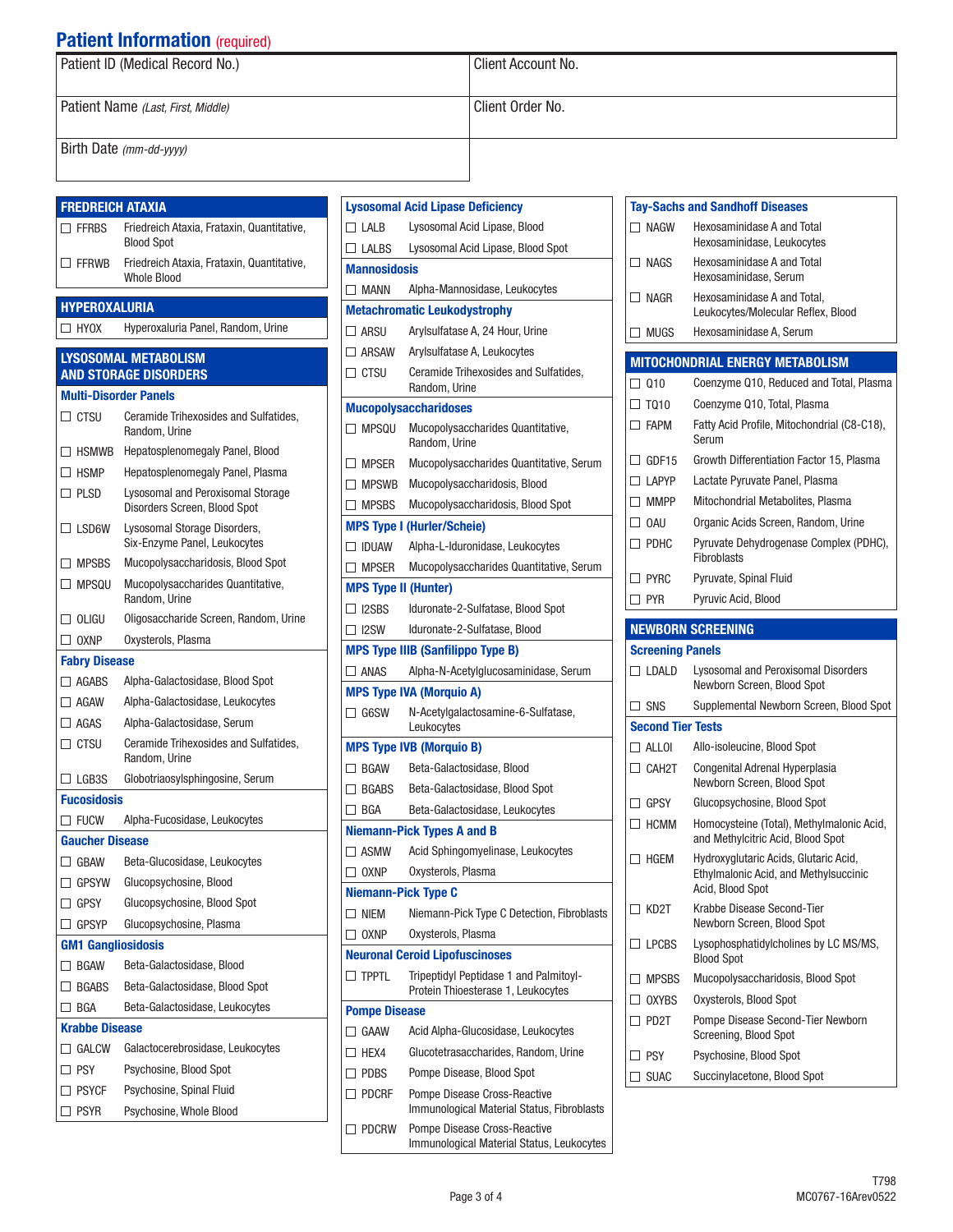## Patient Information (required)

| Patient ID (Medical Record No.) | Client Account No. |
|---|---|
| Patient Name *(Last, First, Middle)* | Client Order No. |
| Birth Date *(mm-dd-yyyy)* | |

## FREDREICH ATAXIA

- ☐ FFRBS — Friedreich Ataxia, Frataxin, Quantitative, Blood Spot
- ☐ FFRWB — Friedreich Ataxia, Frataxin, Quantitative, Whole Blood

## HYPEROXALURIA

- ☐ HYOX — Hyperoxaluria Panel, Random, Urine

## LYSOSOMAL METABOLISM AND STORAGE DISORDERS

### Multi-Disorder Panels

- ☐ CTSU — Ceramide Trihexosides and Sulfatides, Random, Urine
- ☐ HSMWB — Hepatosplenomegaly Panel, Blood
- ☐ HSMP — Hepatosplenomegaly Panel, Plasma
- ☐ PLSD — Lysosomal and Peroxisomal Storage Disorders Screen, Blood Spot
- ☐ LSD6W — Lysosomal Storage Disorders, Six-Enzyme Panel, Leukocytes
- ☐ MPSBS — Mucopolysaccharidosis, Blood Spot
- ☐ MPSQU — Mucopolysaccharides Quantitative, Random, Urine
- ☐ OLIGU — Oligosaccharide Screen, Random, Urine
- ☐ OXNP — Oxysterols, Plasma

### Fabry Disease

- ☐ AGABS — Alpha-Galactosidase, Blood Spot
- ☐ AGAW — Alpha-Galactosidase, Leukocytes
- ☐ AGAS — Alpha-Galactosidase, Serum
- ☐ CTSU — Ceramide Trihexosides and Sulfatides, Random, Urine
- ☐ LGB3S — Globotriaosylsphingosine, Serum

### Fucosidosis

- ☐ FUCW — Alpha-Fucosidase, Leukocytes

### Gaucher Disease

- ☐ GBAW — Beta-Glucosidase, Leukocytes
- ☐ GPSYW — Glucopsychosine, Blood
- ☐ GPSY — Glucopsychosine, Blood Spot
- ☐ GPSYP — Glucopsychosine, Plasma

### GM1 Gangliosidosis

- ☐ BGAW — Beta-Galactosidase, Blood
- ☐ BGABS — Beta-Galactosidase, Blood Spot
- ☐ BGA — Beta-Galactosidase, Leukocytes

### Krabbe Disease

- ☐ GALCW — Galactocerebrosidase, Leukocytes
- ☐ PSY — Psychosine, Blood Spot
- ☐ PSYCF — Psychosine, Spinal Fluid
- ☐ PSYR — Psychosine, Whole Blood

### Lysosomal Acid Lipase Deficiency

- ☐ LALB — Lysosomal Acid Lipase, Blood
- ☐ LALBS — Lysosomal Acid Lipase, Blood Spot

### Mannosidosis

- ☐ MANN — Alpha-Mannosidase, Leukocytes

### Metachromatic Leukodystrophy

- ☐ ARSU — Arylsulfatase A, 24 Hour, Urine
- ☐ ARSAW — Arylsulfatase A, Leukocytes
- ☐ CTSU — Ceramide Trihexosides and Sulfatides, Random, Urine

### Mucopolysaccharidoses

- ☐ MPSQU — Mucopolysaccharides Quantitative, Random, Urine
- ☐ MPSER — Mucopolysaccharides Quantitative, Serum
- ☐ MPSWB — Mucopolysaccharidosis, Blood
- ☐ MPSBS — Mucopolysaccharidosis, Blood Spot

### MPS Type I (Hurler/Scheie)

- ☐ IDUAW — Alpha-L-Iduronidase, Leukocytes
- ☐ MPSER — Mucopolysaccharides Quantitative, Serum

### MPS Type II (Hunter)

- ☐ I2SBS — Iduronate-2-Sulfatase, Blood Spot
- ☐ I2SW — Iduronate-2-Sulfatase, Blood

### MPS Type IIIB (Sanfilippo Type B)

- ☐ ANAS — Alpha-N-Acetylglucosaminidase, Serum

### MPS Type IVA (Morquio A)

- ☐ G6SW — N-Acetylgalactosamine-6-Sulfatase, Leukocytes

### MPS Type IVB (Morquio B)

- ☐ BGAW — Beta-Galactosidase, Blood
- ☐ BGABS — Beta-Galactosidase, Blood Spot
- ☐ BGA — Beta-Galactosidase, Leukocytes

### Niemann-Pick Types A and B

- ☐ ASMW — Acid Sphingomyelinase, Leukocytes
- ☐ OXNP — Oxysterols, Plasma

### Niemann-Pick Type C

- ☐ NIEM — Niemann-Pick Type C Detection, Fibroblasts
- ☐ OXNP — Oxysterols, Plasma

### Neuronal Ceroid Lipofuscinoses

- ☐ TPPTL — Tripeptidyl Peptidase 1 and Palmitoyl-Protein Thioesterase 1, Leukocytes

### Pompe Disease

- ☐ GAAW — Acid Alpha-Glucosidase, Leukocytes
- ☐ HEX4 — Glucotetrasaccharides, Random, Urine
- ☐ PDBS — Pompe Disease, Blood Spot
- ☐ PDCRF — Pompe Disease Cross-Reactive Immunological Material Status, Fibroblasts
- ☐ PDCRW — Pompe Disease Cross-Reactive Immunological Material Status, Leukocytes

### Tay-Sachs and Sandhoff Diseases

- ☐ NAGW — Hexosaminidase A and Total Hexosaminidase, Leukocytes
- ☐ NAGS — Hexosaminidase A and Total Hexosaminidase, Serum
- ☐ NAGR — Hexosaminidase A and Total, Leukocytes/Molecular Reflex, Blood
- ☐ MUGS — Hexosaminidase A, Serum

## MITOCHONDRIAL ENERGY METABOLISM

- ☐ Q10 — Coenzyme Q10, Reduced and Total, Plasma
- ☐ TQ10 — Coenzyme Q10, Total, Plasma
- ☐ FAPM — Fatty Acid Profile, Mitochondrial (C8-C18), Serum
- ☐ GDF15 — Growth Differentiation Factor 15, Plasma
- ☐ LAPYP — Lactate Pyruvate Panel, Plasma
- ☐ MMPP — Mitochondrial Metabolites, Plasma
- ☐ OAU — Organic Acids Screen, Random, Urine
- ☐ PDHC — Pyruvate Dehydrogenase Complex (PDHC), Fibroblasts
- ☐ PYRC — Pyruvate, Spinal Fluid
- ☐ PYR — Pyruvic Acid, Blood

## NEWBORN SCREENING

### Screening Panels

- ☐ LDALD — Lysosomal and Peroxisomal Disorders Newborn Screen, Blood Spot
- ☐ SNS — Supplemental Newborn Screen, Blood Spot

### Second Tier Tests

- ☐ ALLOI — Allo-isoleucine, Blood Spot
- ☐ CAH2T — Congenital Adrenal Hyperplasia Newborn Screen, Blood Spot
- ☐ GPSY — Glucopsychosine, Blood Spot
- ☐ HCMM — Homocysteine (Total), Methylmalonic Acid, and Methylcitric Acid, Blood Spot
- ☐ HGEM — Hydroxyglutaric Acids, Glutaric Acid, Ethylmalonic Acid, and Methylsuccinic Acid, Blood Spot
- ☐ KD2T — Krabbe Disease Second-Tier Newborn Screen, Blood Spot
- ☐ LPCBS — Lysophosphatidylcholines by LC MS/MS, Blood Spot
- ☐ MPSBS — Mucopolysaccharidosis, Blood Spot
- ☐ OXYBS — Oxysterols, Blood Spot
- ☐ PD2T — Pompe Disease Second-Tier Newborn Screening, Blood Spot
- ☐ PSY — Psychosine, Blood Spot
- ☐ SUAC — Succinylacetone, Blood Spot

T798
MC0767-16Arev0522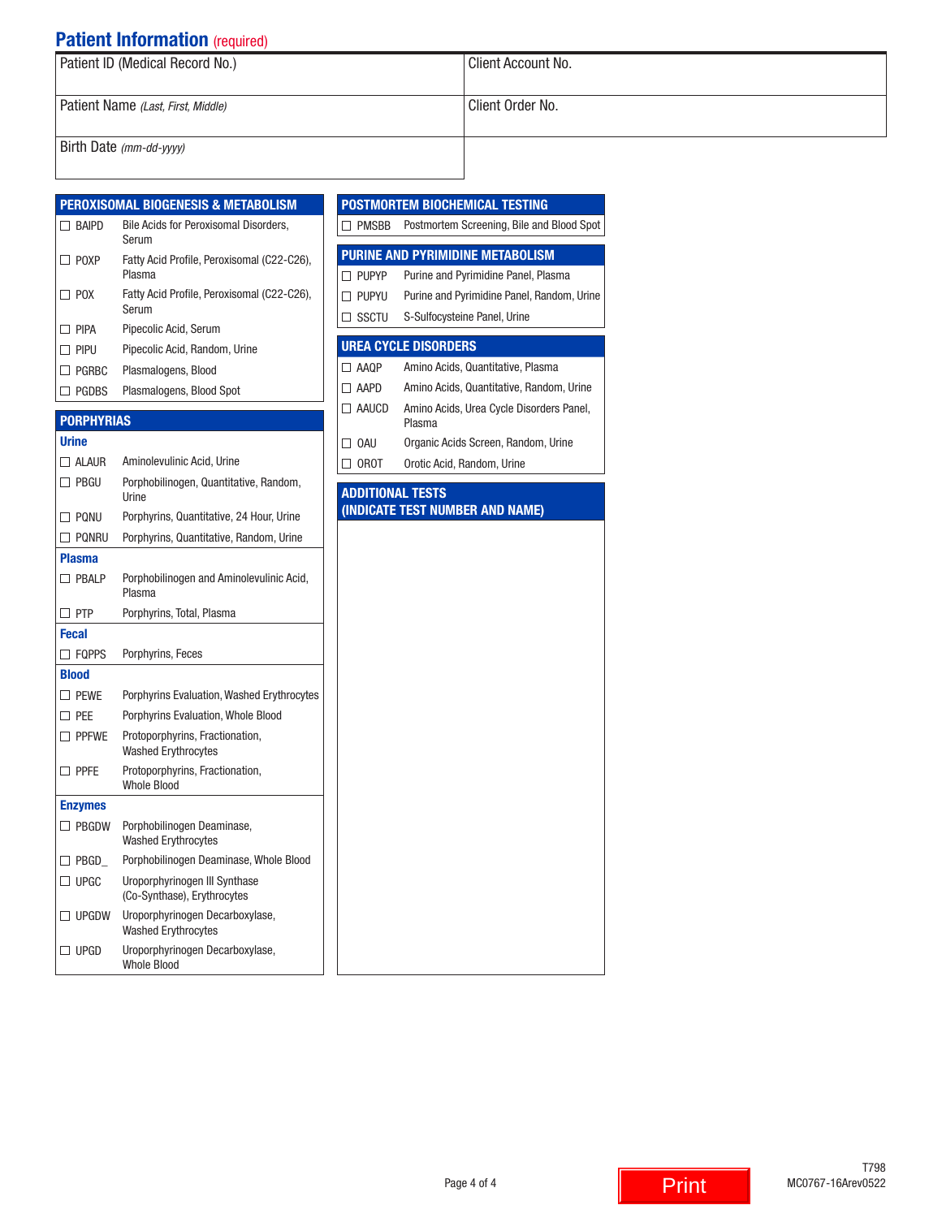## Patient Information (required)

| | |
|---|---|
| Patient ID (Medical Record No.) | Client Account No. |
| Patient Name *(Last, First, Middle)* | Client Order No. |
| Birth Date *(mm-dd-yyyy)* | |

### PEROXISOMAL BIOGENESIS & METABOLISM

- ☐ BAIPD Bile Acids for Peroxisomal Disorders, Serum
- ☐ POXP Fatty Acid Profile, Peroxisomal (C22-C26), Plasma
- ☐ POX Fatty Acid Profile, Peroxisomal (C22-C26), Serum
- ☐ PIPA Pipecolic Acid, Serum
- ☐ PIPU Pipecolic Acid, Random, Urine
- ☐ PGRBC Plasmalogens, Blood
- ☐ PGDBS Plasmalogens, Blood Spot

### PORPHYRIAS

**Urine**

- ☐ ALAUR Aminolevulinic Acid, Urine
- ☐ PBGU Porphobilinogen, Quantitative, Random, Urine
- ☐ PQNU Porphyrins, Quantitative, 24 Hour, Urine
- ☐ PQNRU Porphyrins, Quantitative, Random, Urine

**Plasma**

- ☐ PBALP Porphobilinogen and Aminolevulinic Acid, Plasma
- ☐ PTP Porphyrins, Total, Plasma

**Fecal**

- ☐ FQPPS Porphyrins, Feces

**Blood**

- ☐ PEWE Porphyrins Evaluation, Washed Erythrocytes
- ☐ PEE Porphyrins Evaluation, Whole Blood
- ☐ PPFWE Protoporphyrins, Fractionation, Washed Erythrocytes
- ☐ PPFE Protoporphyrins, Fractionation, Whole Blood

**Enzymes**

- ☐ PBGDW Porphobilinogen Deaminase, Washed Erythrocytes
- ☐ PBGD_ Porphobilinogen Deaminase, Whole Blood
- ☐ UPGC Uroporphyrinogen III Synthase (Co-Synthase), Erythrocytes
- ☐ UPGDW Uroporphyrinogen Decarboxylase, Washed Erythrocytes
- ☐ UPGD Uroporphyrinogen Decarboxylase, Whole Blood

### POSTMORTEM BIOCHEMICAL TESTING

- ☐ PMSBB Postmortem Screening, Bile and Blood Spot

### PURINE AND PYRIMIDINE METABOLISM

- ☐ PUPYP Purine and Pyrimidine Panel, Plasma
- ☐ PUPYU Purine and Pyrimidine Panel, Random, Urine
- ☐ SSCTU S-Sulfocysteine Panel, Urine

### UREA CYCLE DISORDERS

- ☐ AAQP Amino Acids, Quantitative, Plasma
- ☐ AAPD Amino Acids, Quantitative, Random, Urine
- ☐ AAUCD Amino Acids, Urea Cycle Disorders Panel, Plasma
- ☐ OAU Organic Acids Screen, Random, Urine
- ☐ OROT Orotic Acid, Random, Urine

### ADDITIONAL TESTS (INDICATE TEST NUMBER AND NAME)

Print

T798
MC0767-16Arev0522